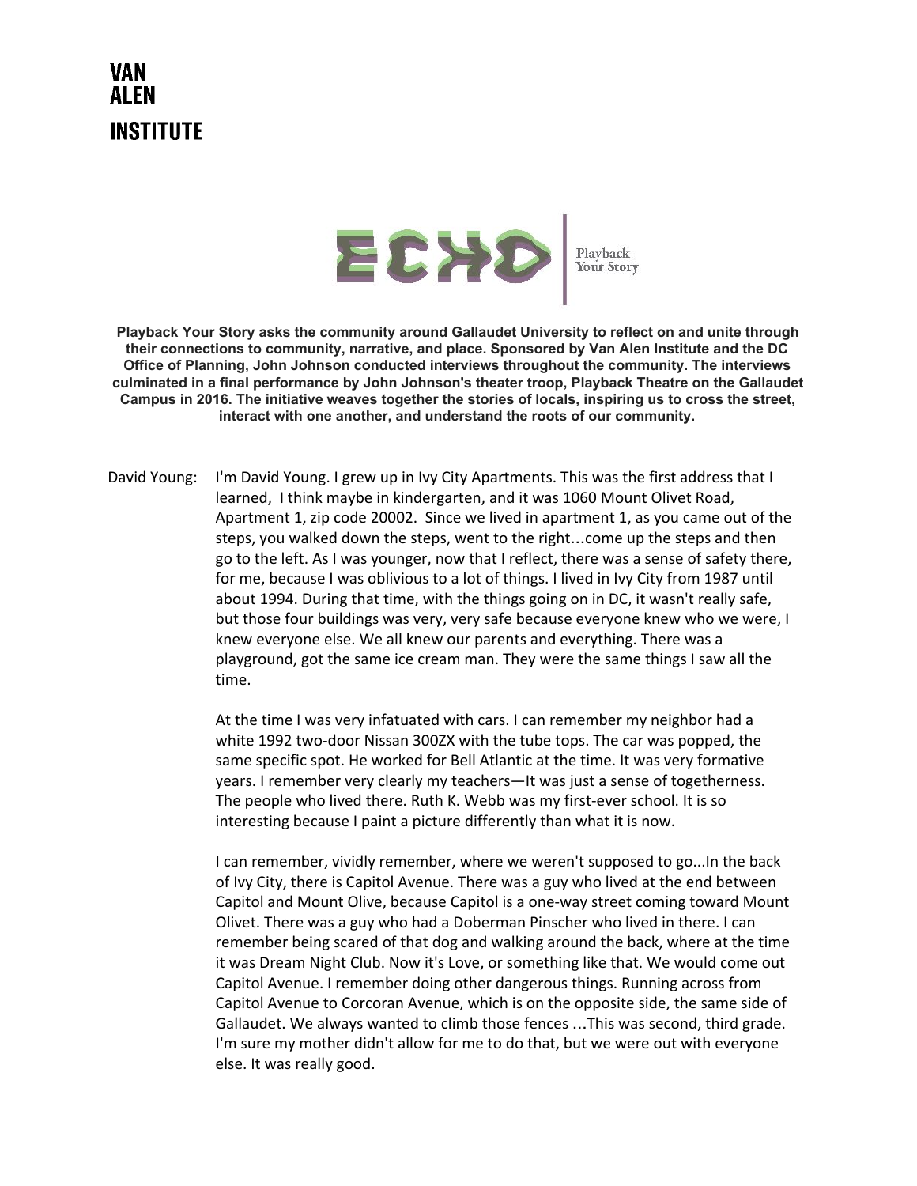VAN
ALEN
INSTITUTE

ECHO | Playback Your Story

**Playback Your Story asks the community around Gallaudet University to reflect on and unite through their connections to community, narrative, and place. Sponsored by Van Alen Institute and the DC Office of Planning, John Johnson conducted interviews throughout the community. The interviews culminated in a final performance by John Johnson's theater troop, Playback Theatre on the Gallaudet Campus in 2016. The initiative weaves together the stories of locals, inspiring us to cross the street, interact with one another, and understand the roots of our community.**

David Young: I'm David Young. I grew up in Ivy City Apartments. This was the first address that I learned, I think maybe in kindergarten, and it was 1060 Mount Olivet Road, Apartment 1, zip code 20002. Since we lived in apartment 1, as you came out of the steps, you walked down the steps, went to the right…come up the steps and then go to the left. As I was younger, now that I reflect, there was a sense of safety there, for me, because I was oblivious to a lot of things. I lived in Ivy City from 1987 until about 1994. During that time, with the things going on in DC, it wasn't really safe, but those four buildings was very, very safe because everyone knew who we were, I knew everyone else. We all knew our parents and everything. There was a playground, got the same ice cream man. They were the same things I saw all the time.

At the time I was very infatuated with cars. I can remember my neighbor had a white 1992 two-door Nissan 300ZX with the tube tops. The car was popped, the same specific spot. He worked for Bell Atlantic at the time. It was very formative years. I remember very clearly my teachers—It was just a sense of togetherness. The people who lived there. Ruth K. Webb was my first-ever school. It is so interesting because I paint a picture differently than what it is now.

I can remember, vividly remember, where we weren't supposed to go...In the back of Ivy City, there is Capitol Avenue. There was a guy who lived at the end between Capitol and Mount Olive, because Capitol is a one-way street coming toward Mount Olivet. There was a guy who had a Doberman Pinscher who lived in there. I can remember being scared of that dog and walking around the back, where at the time it was Dream Night Club. Now it's Love, or something like that. We would come out Capitol Avenue. I remember doing other dangerous things. Running across from Capitol Avenue to Corcoran Avenue, which is on the opposite side, the same side of Gallaudet. We always wanted to climb those fences ...This was second, third grade. I'm sure my mother didn't allow for me to do that, but we were out with everyone else. It was really good.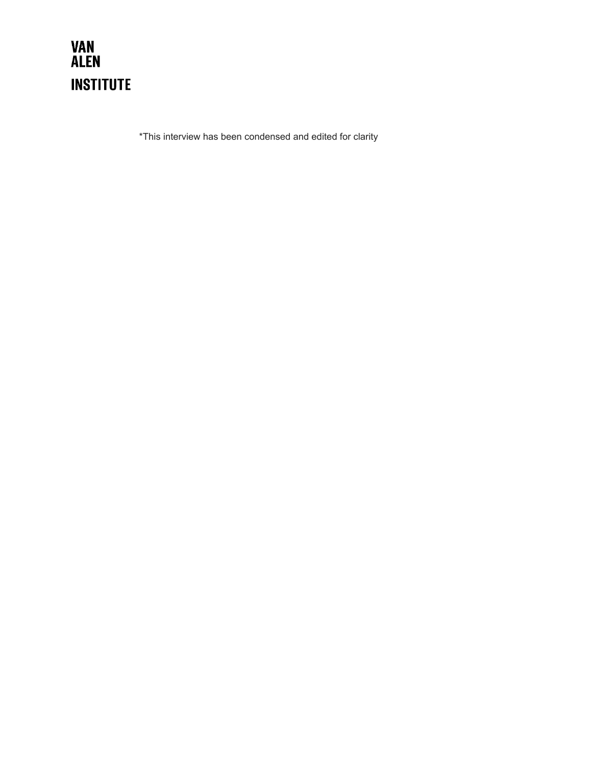*This interview has been condensed and edited for clarity